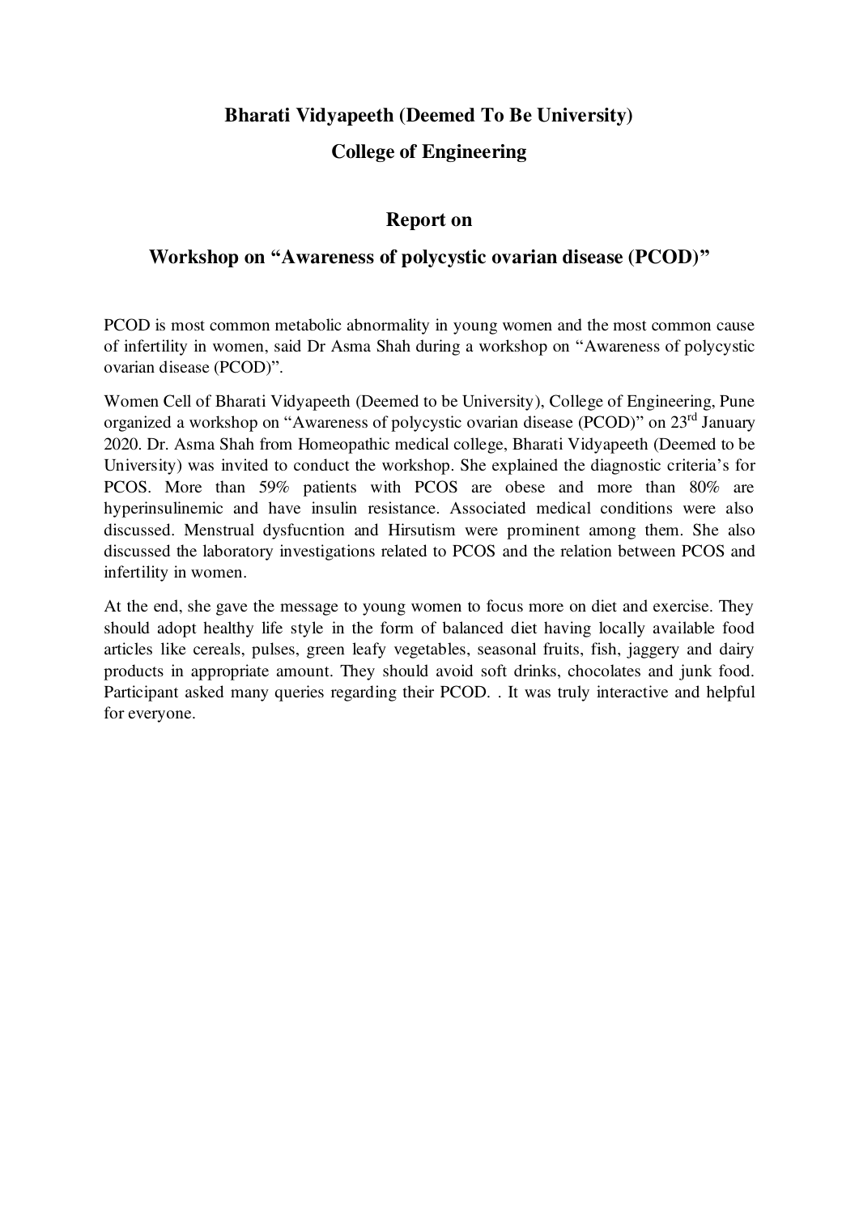## Bharati Vidyapeeth (Deemed To Be University)

## College of Engineering

### Report on

### Workshop on "Awareness of polycystic ovarian disease (PCOD)"

PCOD is most common metabolic abnormality in young women and the most common cause of infertility in women, said Dr Asma Shah during a workshop on "Awareness of polycystic ovarian disease (PCOD)".

Women Cell of Bharati Vidyapeeth (Deemed to be University), College of Engineering, Pune organized a workshop on "Awareness of polycystic ovarian disease (PCOD)" on 23rd January 2020. Dr. Asma Shah from Homeopathic medical college, Bharati Vidyapeeth (Deemed to be University) was invited to conduct the workshop. She explained the diagnostic criteria's for PCOS. More than 59% patients with PCOS are obese and more than 80% are hyperinsulinemic and have insulin resistance. Associated medical conditions were also discussed. Menstrual dysfucntion and Hirsutism were prominent among them. She also discussed the laboratory investigations related to PCOS and the relation between PCOS and infertility in women.

At the end, she gave the message to young women to focus more on diet and exercise. They should adopt healthy life style in the form of balanced diet having locally available food articles like cereals, pulses, green leafy vegetables, seasonal fruits, fish, jaggery and dairy products in appropriate amount. They should avoid soft drinks, chocolates and junk food. Participant asked many queries regarding their PCOD. . It was truly interactive and helpful for everyone.